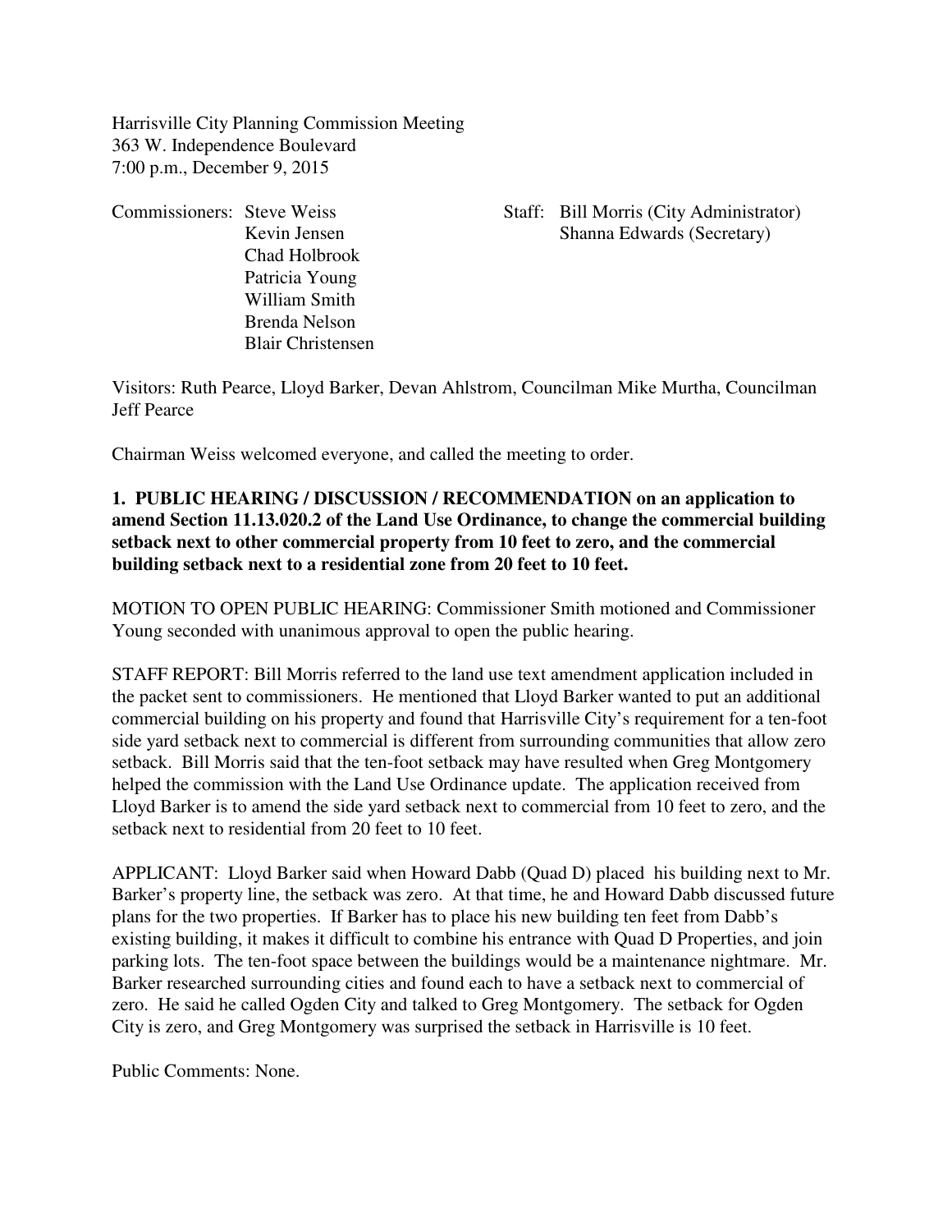Harrisville City Planning Commission Meeting
363 W. Independence Boulevard
7:00 p.m., December 9, 2015

Commissioners: Steve Weiss
Kevin Jensen
Chad Holbrook
Patricia Young
William Smith
Brenda Nelson
Blair Christensen

Staff: Bill Morris (City Administrator)
Shanna Edwards (Secretary)

Visitors: Ruth Pearce, Lloyd Barker, Devan Ahlstrom, Councilman Mike Murtha, Councilman Jeff Pearce

Chairman Weiss welcomed everyone, and called the meeting to order.

**1. PUBLIC HEARING / DISCUSSION / RECOMMENDATION on an application to amend Section 11.13.020.2 of the Land Use Ordinance, to change the commercial building setback next to other commercial property from 10 feet to zero, and the commercial building setback next to a residential zone from 20 feet to 10 feet.**

MOTION TO OPEN PUBLIC HEARING: Commissioner Smith motioned and Commissioner Young seconded with unanimous approval to open the public hearing.

STAFF REPORT: Bill Morris referred to the land use text amendment application included in the packet sent to commissioners. He mentioned that Lloyd Barker wanted to put an additional commercial building on his property and found that Harrisville City's requirement for a ten-foot side yard setback next to commercial is different from surrounding communities that allow zero setback. Bill Morris said that the ten-foot setback may have resulted when Greg Montgomery helped the commission with the Land Use Ordinance update. The application received from Lloyd Barker is to amend the side yard setback next to commercial from 10 feet to zero, and the setback next to residential from 20 feet to 10 feet.

APPLICANT: Lloyd Barker said when Howard Dabb (Quad D) placed his building next to Mr. Barker's property line, the setback was zero. At that time, he and Howard Dabb discussed future plans for the two properties. If Barker has to place his new building ten feet from Dabb's existing building, it makes it difficult to combine his entrance with Quad D Properties, and join parking lots. The ten-foot space between the buildings would be a maintenance nightmare. Mr. Barker researched surrounding cities and found each to have a setback next to commercial of zero. He said he called Ogden City and talked to Greg Montgomery. The setback for Ogden City is zero, and Greg Montgomery was surprised the setback in Harrisville is 10 feet.

Public Comments: None.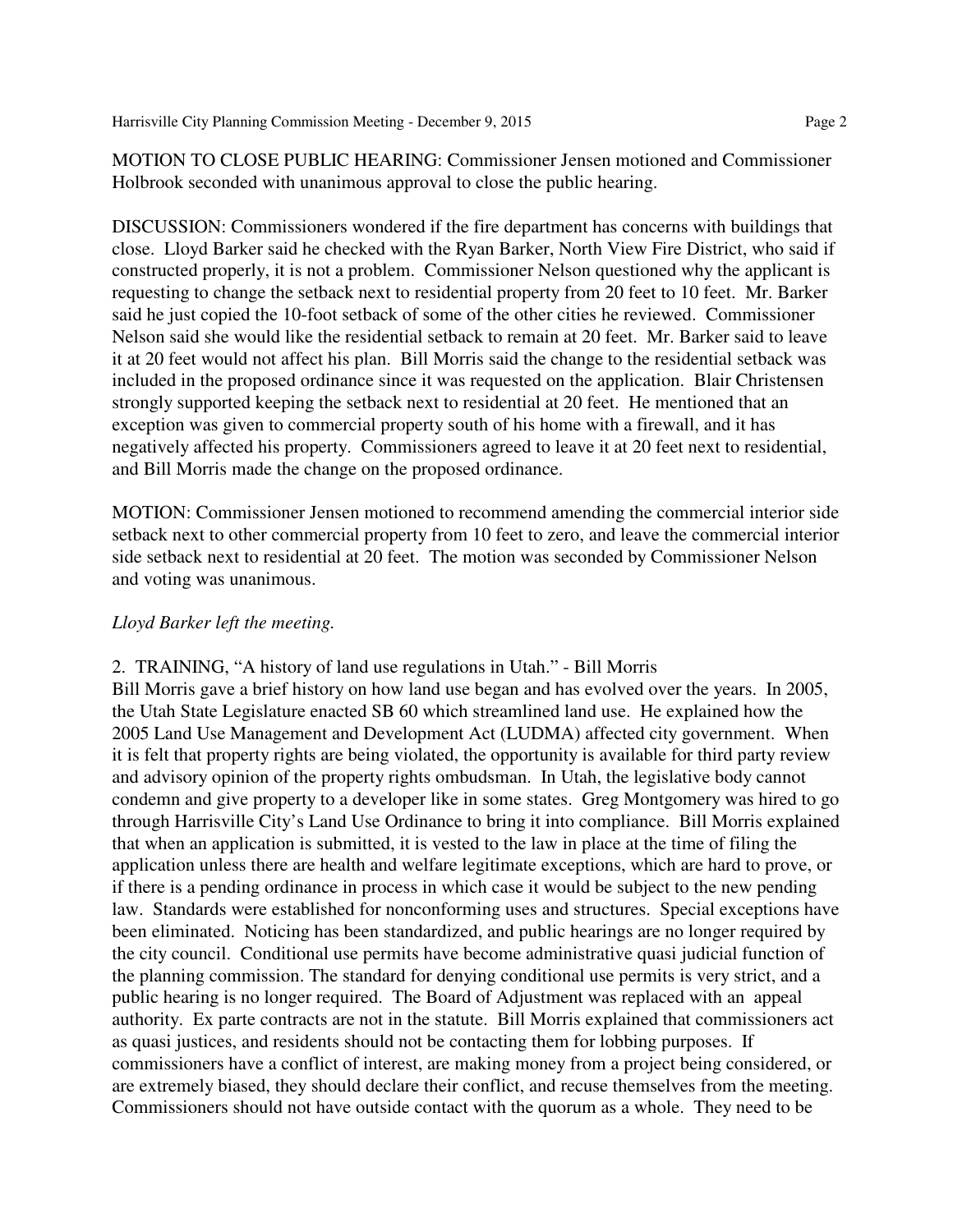MOTION TO CLOSE PUBLIC HEARING: Commissioner Jensen motioned and Commissioner Holbrook seconded with unanimous approval to close the public hearing.

DISCUSSION: Commissioners wondered if the fire department has concerns with buildings that close. Lloyd Barker said he checked with the Ryan Barker, North View Fire District, who said if constructed properly, it is not a problem. Commissioner Nelson questioned why the applicant is requesting to change the setback next to residential property from 20 feet to 10 feet. Mr. Barker said he just copied the 10-foot setback of some of the other cities he reviewed. Commissioner Nelson said she would like the residential setback to remain at 20 feet. Mr. Barker said to leave it at 20 feet would not affect his plan. Bill Morris said the change to the residential setback was included in the proposed ordinance since it was requested on the application. Blair Christensen strongly supported keeping the setback next to residential at 20 feet. He mentioned that an exception was given to commercial property south of his home with a firewall, and it has negatively affected his property. Commissioners agreed to leave it at 20 feet next to residential, and Bill Morris made the change on the proposed ordinance.

MOTION: Commissioner Jensen motioned to recommend amending the commercial interior side setback next to other commercial property from 10 feet to zero, and leave the commercial interior side setback next to residential at 20 feet. The motion was seconded by Commissioner Nelson and voting was unanimous.

*Lloyd Barker left the meeting.*

2. TRAINING, "A history of land use regulations in Utah." - Bill Morris
Bill Morris gave a brief history on how land use began and has evolved over the years. In 2005, the Utah State Legislature enacted SB 60 which streamlined land use. He explained how the 2005 Land Use Management and Development Act (LUDMA) affected city government. When it is felt that property rights are being violated, the opportunity is available for third party review and advisory opinion of the property rights ombudsman. In Utah, the legislative body cannot condemn and give property to a developer like in some states. Greg Montgomery was hired to go through Harrisville City's Land Use Ordinance to bring it into compliance. Bill Morris explained that when an application is submitted, it is vested to the law in place at the time of filing the application unless there are health and welfare legitimate exceptions, which are hard to prove, or if there is a pending ordinance in process in which case it would be subject to the new pending law. Standards were established for nonconforming uses and structures. Special exceptions have been eliminated. Noticing has been standardized, and public hearings are no longer required by the city council. Conditional use permits have become administrative quasi judicial function of the planning commission. The standard for denying conditional use permits is very strict, and a public hearing is no longer required. The Board of Adjustment was replaced with an appeal authority. Ex parte contracts are not in the statute. Bill Morris explained that commissioners act as quasi justices, and residents should not be contacting them for lobbing purposes. If commissioners have a conflict of interest, are making money from a project being considered, or are extremely biased, they should declare their conflict, and recuse themselves from the meeting. Commissioners should not have outside contact with the quorum as a whole. They need to be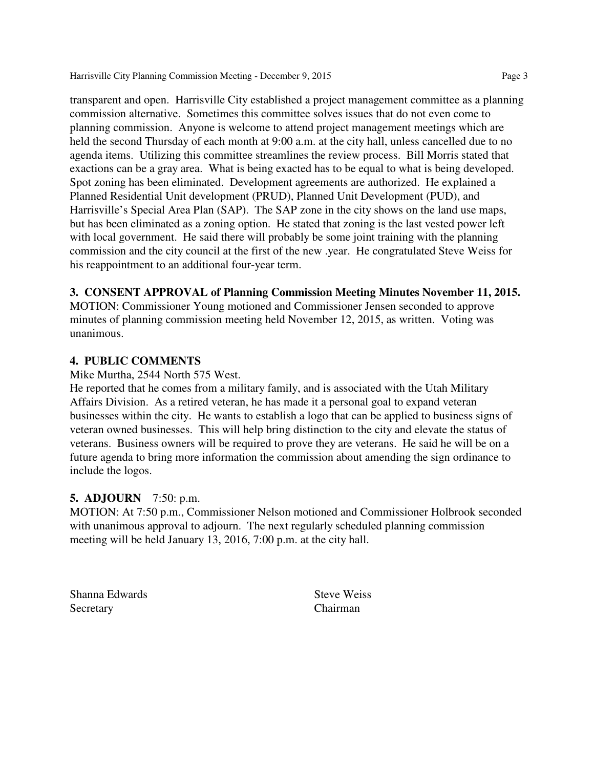transparent and open. Harrisville City established a project management committee as a planning commission alternative. Sometimes this committee solves issues that do not even come to planning commission. Anyone is welcome to attend project management meetings which are held the second Thursday of each month at 9:00 a.m. at the city hall, unless cancelled due to no agenda items. Utilizing this committee streamlines the review process. Bill Morris stated that exactions can be a gray area. What is being exacted has to be equal to what is being developed. Spot zoning has been eliminated. Development agreements are authorized. He explained a Planned Residential Unit development (PRUD), Planned Unit Development (PUD), and Harrisville's Special Area Plan (SAP). The SAP zone in the city shows on the land use maps, but has been eliminated as a zoning option. He stated that zoning is the last vested power left with local government. He said there will probably be some joint training with the planning commission and the city council at the first of the new .year. He congratulated Steve Weiss for his reappointment to an additional four-year term.

**3. CONSENT APPROVAL of Planning Commission Meeting Minutes November 11, 2015.**
MOTION: Commissioner Young motioned and Commissioner Jensen seconded to approve minutes of planning commission meeting held November 12, 2015, as written. Voting was unanimous.

**4. PUBLIC COMMENTS**

Mike Murtha, 2544 North 575 West.
He reported that he comes from a military family, and is associated with the Utah Military Affairs Division. As a retired veteran, he has made it a personal goal to expand veteran businesses within the city. He wants to establish a logo that can be applied to business signs of veteran owned businesses. This will help bring distinction to the city and elevate the status of veterans. Business owners will be required to prove they are veterans. He said he will be on a future agenda to bring more information the commission about amending the sign ordinance to include the logos.

**5. ADJOURN** 7:50: p.m.
MOTION: At 7:50 p.m., Commissioner Nelson motioned and Commissioner Holbrook seconded with unanimous approval to adjourn. The next regularly scheduled planning commission meeting will be held January 13, 2016, 7:00 p.m. at the city hall.

Shanna Edwards
Secretary

Steve Weiss
Chairman